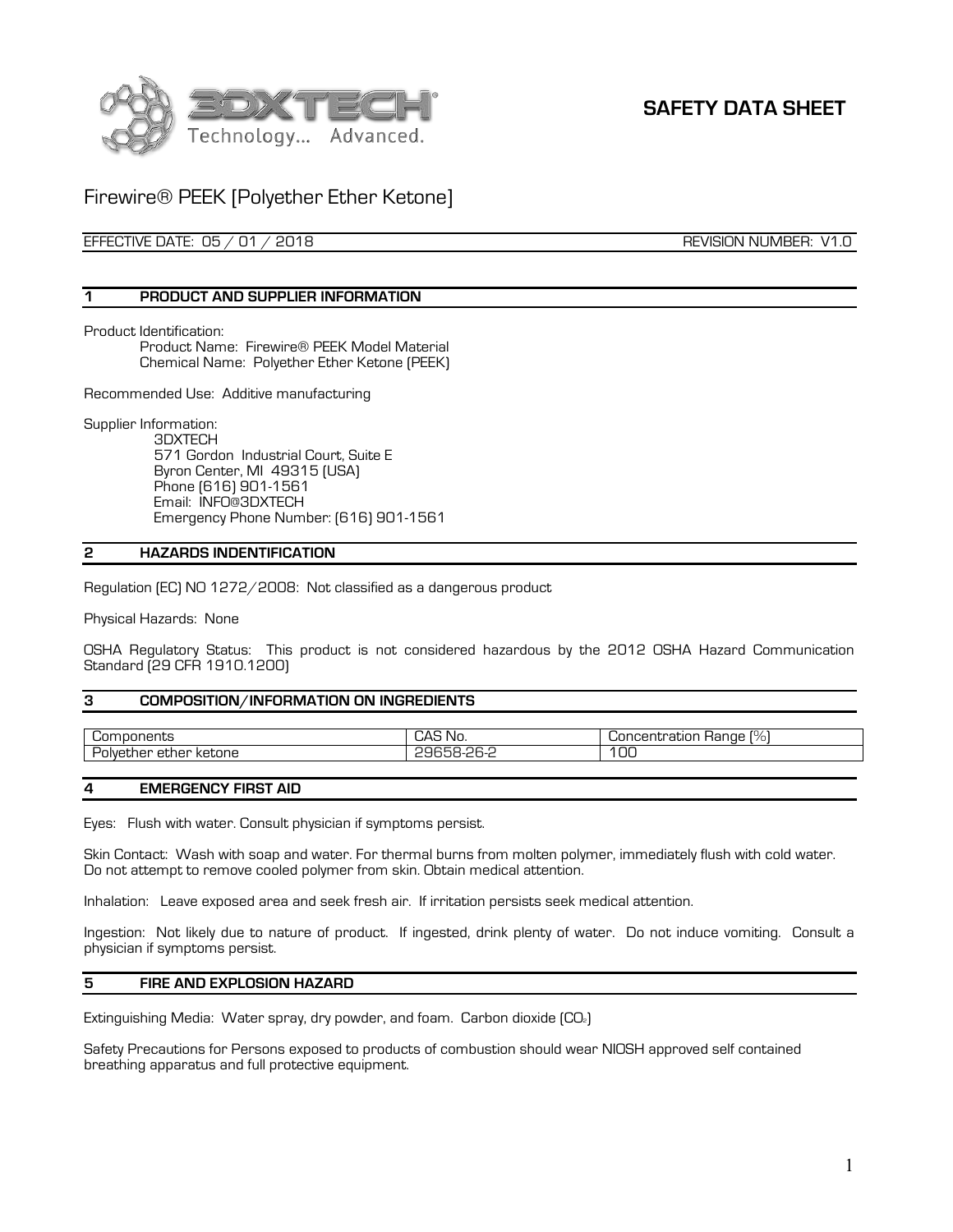3DXTECH® Technology... Advanced.

# SAFETY DATA SHEET

## Firewire® PEEK [Polyether Ether Ketone]

EFFECTIVE DATE: 05 / 01 / 2018 REVISION NUMBER: V1.0

## 1 PRODUCT AND SUPPLIER INFORMATION

Product Identification:
Product Name: Firewire® PEEK Model Material
Chemical Name: Polyether Ether Ketone (PEEK)

Recommended Use: Additive manufacturing

Supplier Information:
3DXTECH
571 Gordon Industrial Court, Suite E
Byron Center, MI 49315 (USA)
Phone (616) 901-1561
Email: INFO@3DXTECH
Emergency Phone Number: (616) 901-1561

## 2 HAZARDS INDENTIFICATION

Regulation (EC) NO 1272/2008: Not classified as a dangerous product

Physical Hazards: None

OSHA Regulatory Status: This product is not considered hazardous by the 2012 OSHA Hazard Communication Standard (29 CFR 1910.1200)

## 3 COMPOSITION/INFORMATION ON INGREDIENTS

| Components | CAS No. | Concentration Range (%) |
|---|---|---|
| Polyether ether ketone | 29658-26-2 | 100 |

## 4 EMERGENCY FIRST AID

Eyes: Flush with water. Consult physician if symptoms persist.

Skin Contact: Wash with soap and water. For thermal burns from molten polymer, immediately flush with cold water. Do not attempt to remove cooled polymer from skin. Obtain medical attention.

Inhalation: Leave exposed area and seek fresh air. If irritation persists seek medical attention.

Ingestion: Not likely due to nature of product. If ingested, drink plenty of water. Do not induce vomiting. Consult a physician if symptoms persist.

## 5 FIRE AND EXPLOSION HAZARD

Extinguishing Media: Water spray, dry powder, and foam. Carbon dioxide ($CO_2$)

Safety Precautions for Persons exposed to products of combustion should wear NIOSH approved self contained breathing apparatus and full protective equipment.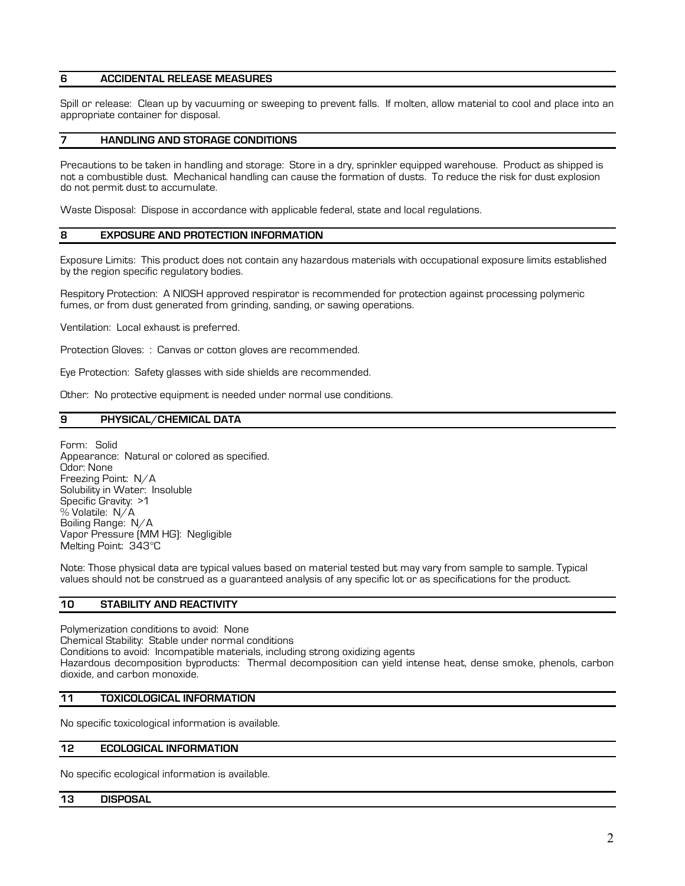## 6 ACCIDENTAL RELEASE MEASURES

Spill or release: Clean up by vacuuming or sweeping to prevent falls. If molten, allow material to cool and place into an appropriate container for disposal.

## 7 HANDLING AND STORAGE CONDITIONS

Precautions to be taken in handling and storage: Store in a dry, sprinkler equipped warehouse. Product as shipped is not a combustible dust. Mechanical handling can cause the formation of dusts. To reduce the risk for dust explosion do not permit dust to accumulate.

Waste Disposal: Dispose in accordance with applicable federal, state and local regulations.

## 8 EXPOSURE AND PROTECTION INFORMATION

Exposure Limits: This product does not contain any hazardous materials with occupational exposure limits established by the region specific regulatory bodies.

Respitory Protection: A NIOSH approved respirator is recommended for protection against processing polymeric fumes, or from dust generated from grinding, sanding, or sawing operations.

Ventilation: Local exhaust is preferred.

Protection Gloves: : Canvas or cotton gloves are recommended.

Eye Protection: Safety glasses with side shields are recommended.

Other: No protective equipment is needed under normal use conditions.

## 9 PHYSICAL/CHEMICAL DATA

Form: Solid
Appearance: Natural or colored as specified.
Odor: None
Freezing Point: N/A
Solubility in Water: Insoluble
Specific Gravity: >1
% Volatile: N/A
Boiling Range: N/A
Vapor Pressure (MM HG): Negligible
Melting Point: 343°C

Note: Those physical data are typical values based on material tested but may vary from sample to sample. Typical values should not be construed as a guaranteed analysis of any specific lot or as specifications for the product.

## 10 STABILITY AND REACTIVITY

Polymerization conditions to avoid: None
Chemical Stability: Stable under normal conditions
Conditions to avoid: Incompatible materials, including strong oxidizing agents
Hazardous decomposition byproducts: Thermal decomposition can yield intense heat, dense smoke, phenols, carbon dioxide, and carbon monoxide.

## 11 TOXICOLOGICAL INFORMATION

No specific toxicological information is available.

## 12 ECOLOGICAL INFORMATION

No specific ecological information is available.

## 13 DISPOSAL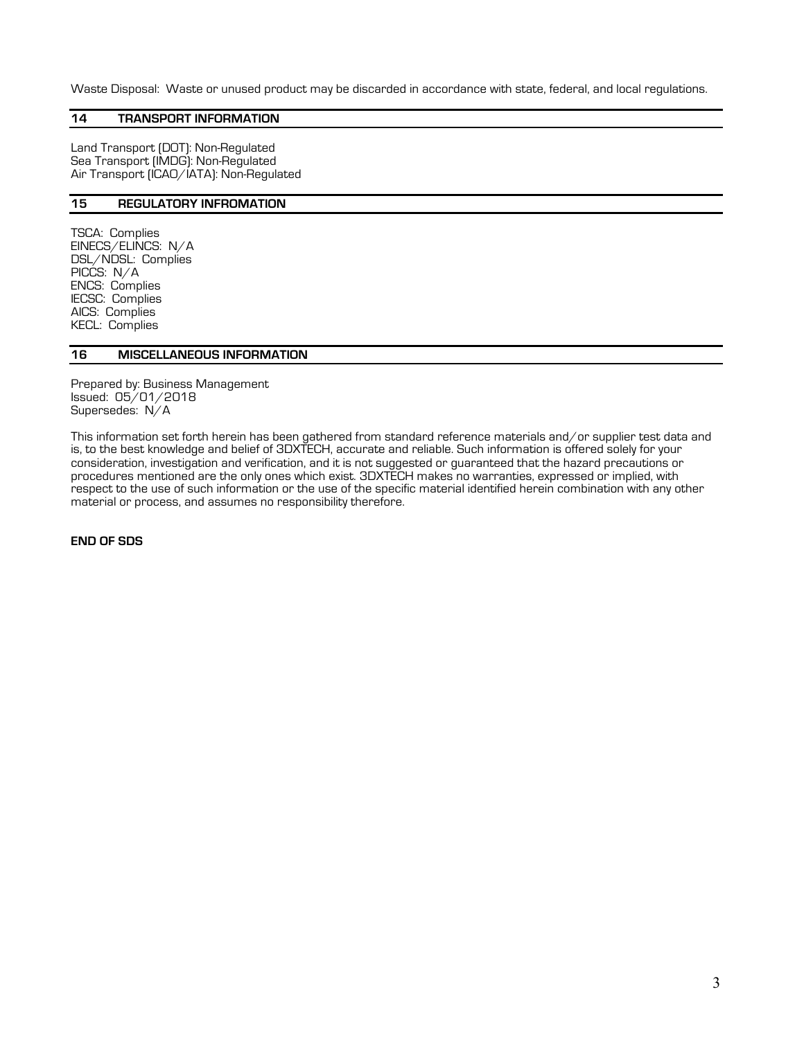Waste Disposal: Waste or unused product may be discarded in accordance with state, federal, and local regulations.

## 14 TRANSPORT INFORMATION

Land Transport (DOT): Non-Regulated
Sea Transport (IMDG): Non-Regulated
Air Transport (ICAO/IATA): Non-Regulated

## 15 REGULATORY INFROMATION

TSCA: Complies
EINECS/ELINCS: N/A
DSL/NDSL: Complies
PICCS: N/A
ENCS: Complies
IECSC: Complies
AICS: Complies
KECL: Complies

## 16 MISCELLANEOUS INFORMATION

Prepared by: Business Management
Issued: 05/01/2018
Supersedes: N/A

This information set forth herein has been gathered from standard reference materials and/or supplier test data and is, to the best knowledge and belief of 3DXTECH, accurate and reliable. Such information is offered solely for your consideration, investigation and verification, and it is not suggested or guaranteed that the hazard precautions or procedures mentioned are the only ones which exist. 3DXTECH makes no warranties, expressed or implied, with respect to the use of such information or the use of the specific material identified herein combination with any other material or process, and assumes no responsibility therefore.

**END OF SDS**